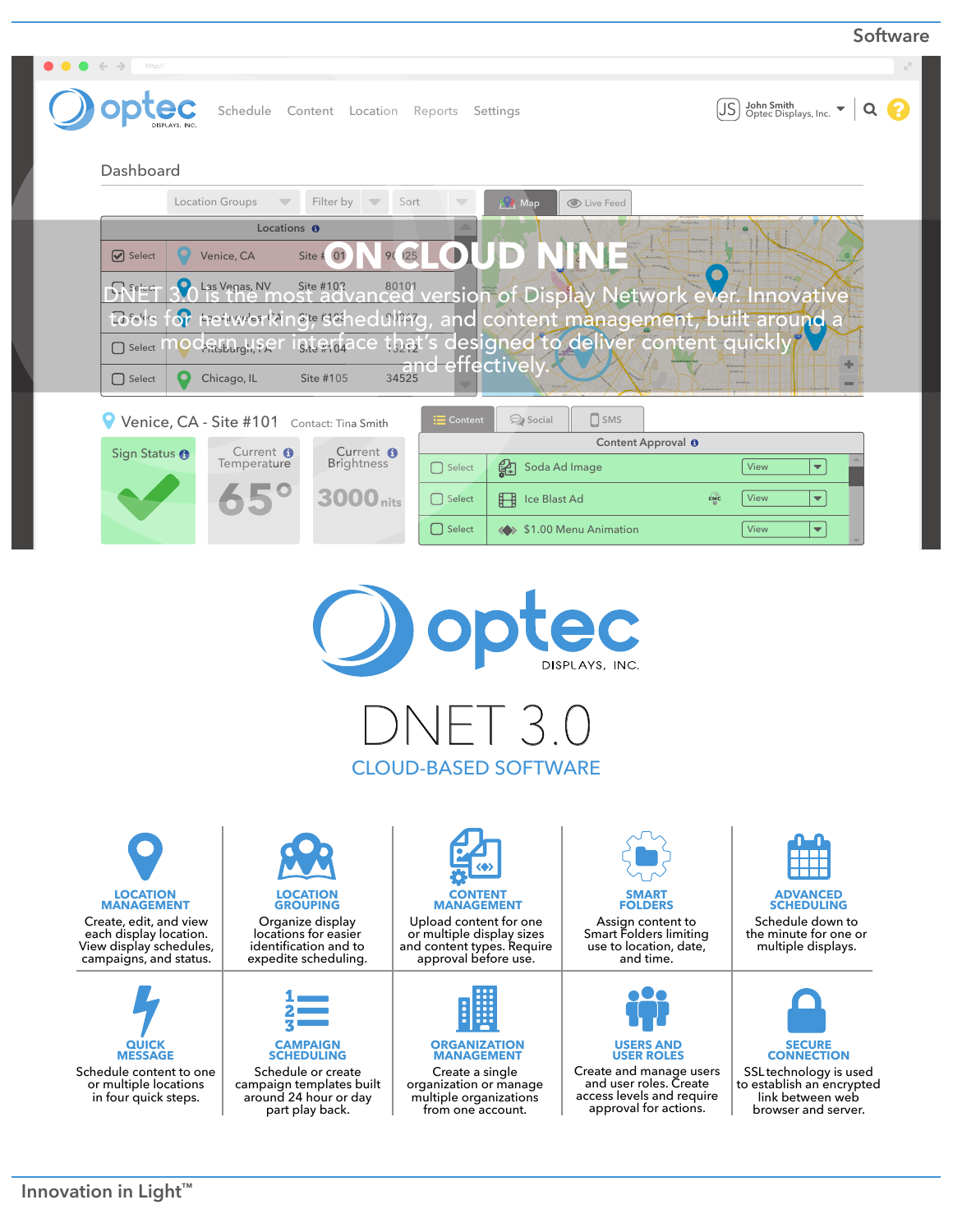# ON CLOUD NINE

DNET 3.0 is the most advanced version of Display Network ever. Innovative tools for networking, scheduling, and content management, built around a modern user interface that's designed to deliver content quickly and effectively.

# DNET 3.0

## CLOUD-BASED SOFTWARE

**LOCATION MANAGEMENT**
Create, edit, and view each display location. View display schedules, campaigns, and status.

**LOCATION GROUPING**
Organize display locations for easier identification and to expedite scheduling.

**CONTENT MANAGEMENT**
Upload content for one or multiple display sizes and content types. Require approval before use.

**SMART FOLDERS**
Assign content to Smart Folders limiting use to location, date, and time.

**ADVANCED SCHEDULING**
Schedule down to the minute for one or multiple displays.

**QUICK MESSAGE**
Schedule content to one or multiple locations in four quick steps.

**CAMPAIGN SCHEDULING**
Schedule or create campaign templates built around 24 hour or day part play back.

**ORGANIZATION MANAGEMENT**
Create a single organization or manage multiple organizations from one account.

**USERS AND USER ROLES**
Create and manage users and user roles. Create access levels and require approval for actions.

**SECURE CONNECTION**
SSL technology is used to establish an encrypted link between web browser and server.

Innovation in Light™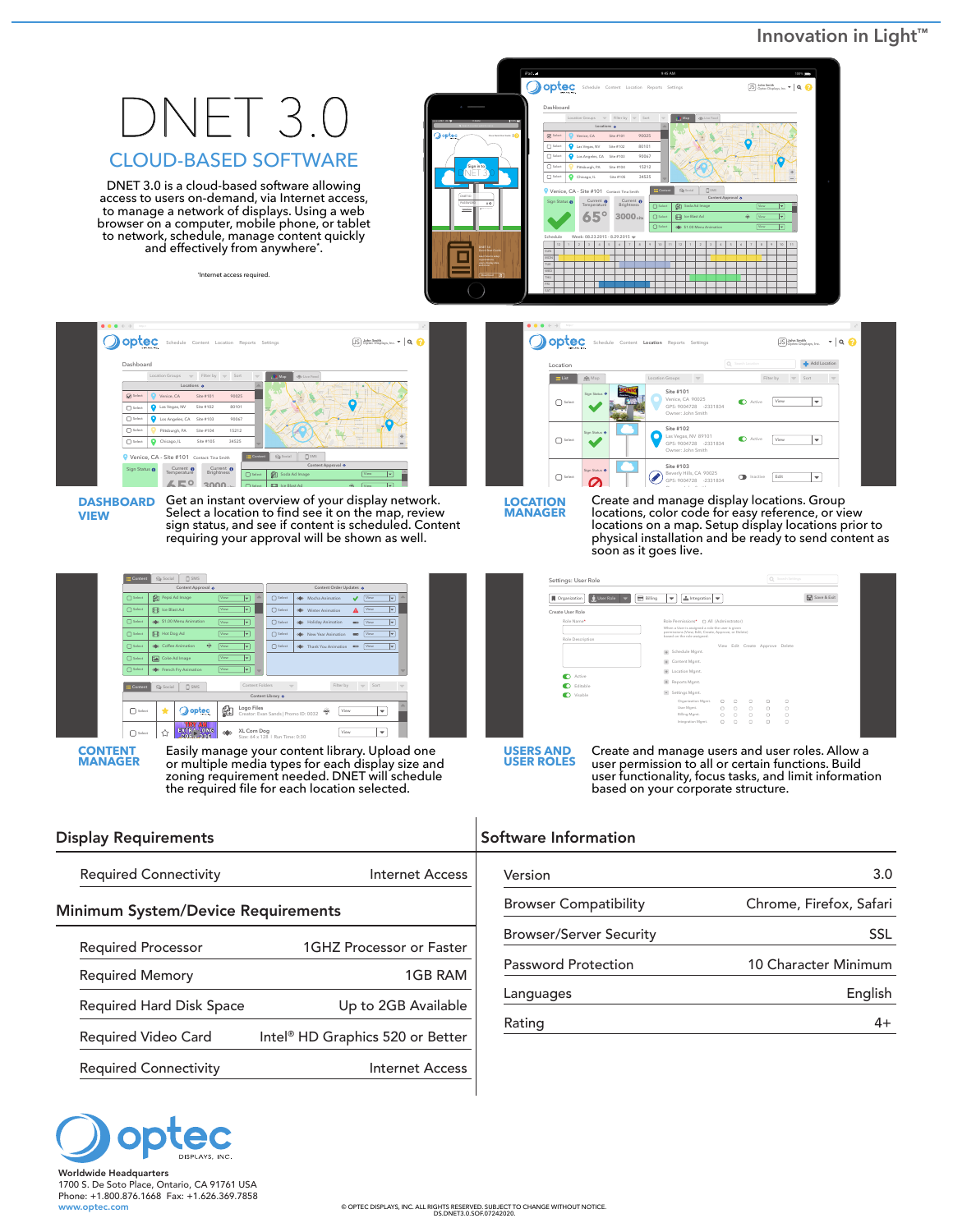Innovation in Light™

# DNET 3.0

## CLOUD-BASED SOFTWARE

DNET 3.0 is a cloud-based software allowing access to users on-demand, via Internet access, to manage a network of displays. Using a web browser on a computer, mobile phone, or tablet to network, schedule, manage content quickly and effectively from anywhere*.

*Internet access required.

**DASHBOARD VIEW**

Get an instant overview of your display network. Select a location to find see it on the map, review sign status, and see if content is scheduled. Content requiring your approval will be shown as well.

**LOCATION MANAGER**

Create and manage display locations. Group locations, color code for easy reference, or view locations on a map. Setup display locations prior to physical installation and be ready to send content as soon as it goes live.

**CONTENT MANAGER**

Easily manage your content library. Upload one or multiple media types for each display size and zoning requirement needed. DNET will schedule the required file for each location selected.

**USERS AND USER ROLES**

Create and manage users and user roles. Allow a user permission to all or certain functions. Build user functionality, focus tasks, and limit information based on your corporate structure.

## Display Requirements

| | |
|---|---|
| Required Connectivity | Internet Access |

## Minimum System/Device Requirements

| | |
|---|---|
| Required Processor | 1GHZ Processor or Faster |
| Required Memory | 1GB RAM |
| Required Hard Disk Space | Up to 2GB Available |
| Required Video Card | Intel® HD Graphics 520 or Better |
| Required Connectivity | Internet Access |

## Software Information

| | |
|---|---|
| Version | 3.0 |
| Browser Compatibility | Chrome, Firefox, Safari |
| Browser/Server Security | SSL |
| Password Protection | 10 Character Minimum |
| Languages | English |
| Rating | 4+ |

optec DISPLAYS, INC.

**Worldwide Headquarters**
1700 S. De Soto Place, Ontario, CA 91761 USA
Phone: +1.800.876.1668 Fax: +1.626.369.7858
www.optec.com

© OPTEC DISPLAYS, INC. ALL RIGHTS RESERVED. SUBJECT TO CHANGE WITHOUT NOTICE.
DS.DNET3.0.SOF.07242020.